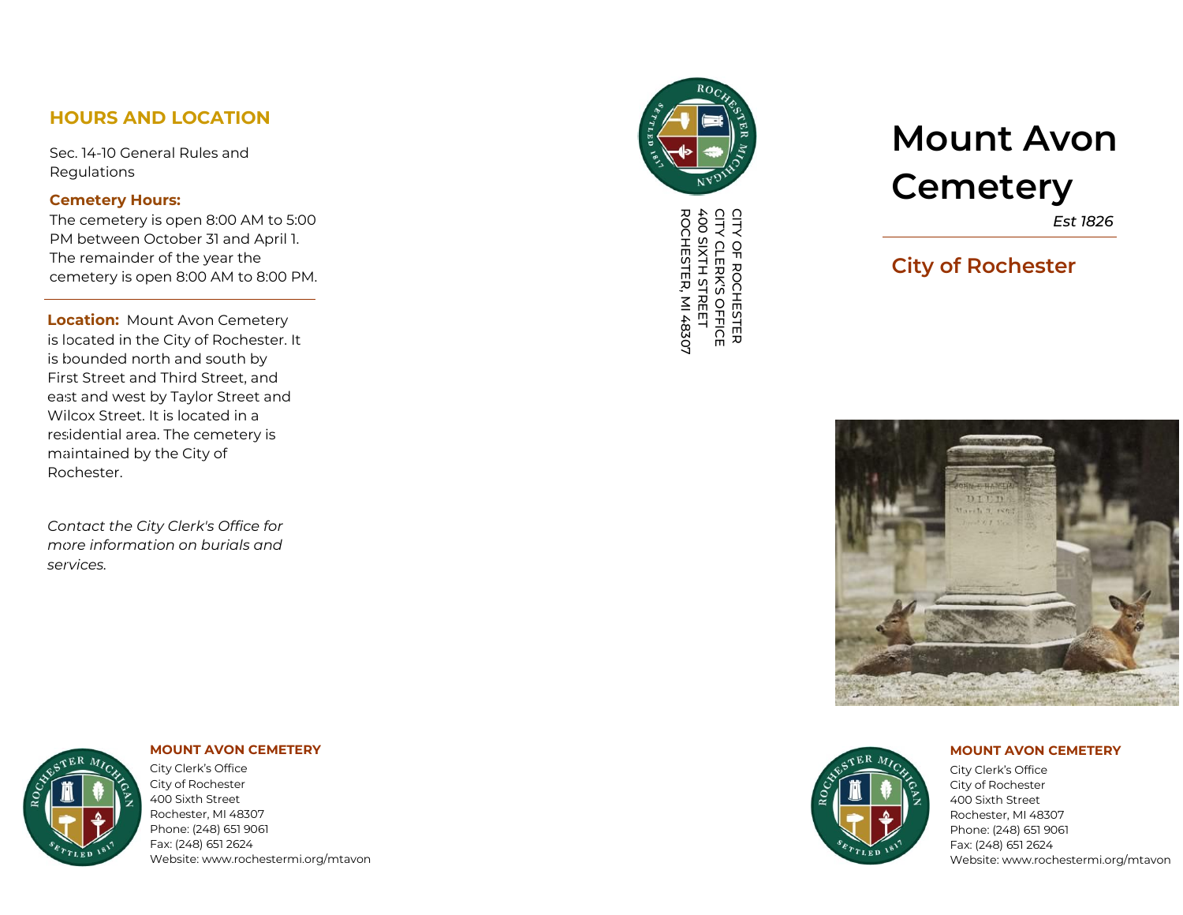## HOURS AND LOCATION

Sec. 14-10 General Rules and Regulations

**Cemetery Hours:**

The cemetery is open 8:00 AM to 5:00 PM between October 31 and April 1. The remainder of the year the cemetery is open 8:00 AM to 8:00 PM.

---

**Location:** Mount Avon Cemetery is located in the City of Rochester. It is bounded north and south by First Street and Third Street, and east and west by Taylor Street and Wilcox Street. It is located in a residential area. The cemetery is maintained by the City of Rochester.

*Contact the City Clerk's Office for more information on burials and services.*

**MOUNT AVON CEMETERY**

City Clerk's Office
City of Rochester
400 Sixth Street
Rochester, MI 48307
Phone: (248) 651 9061
Fax: (248) 651 2624
Website: www.rochestermi.org/mtavon

CITY OF ROCHESTER
CITY CLERK'S OFFICE
400 SIXTH STREET
ROCHESTER, MI 48307

# Mount Avon Cemetery

*Est 1826*

## City of Rochester

**MOUNT AVON CEMETERY**

City Clerk's Office
City of Rochester
400 Sixth Street
Rochester, MI 48307
Phone: (248) 651 9061
Fax: (248) 651 2624
Website: www.rochestermi.org/mtavon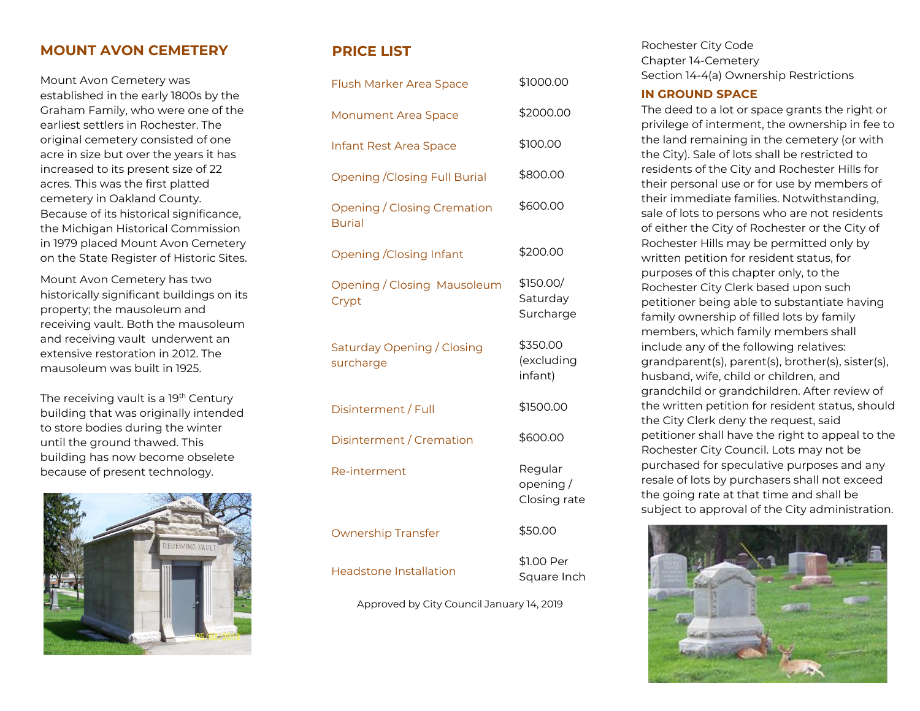## MOUNT AVON CEMETERY

Mount Avon Cemetery was established in the early 1800s by the Graham Family, who were one of the earliest settlers in Rochester. The original cemetery consisted of one acre in size but over the years it has increased to its present size of 22 acres. This was the first platted cemetery in Oakland County. Because of its historical significance, the Michigan Historical Commission in 1979 placed Mount Avon Cemetery on the State Register of Historic Sites.

Mount Avon Cemetery has two historically significant buildings on its property; the mausoleum and receiving vault. Both the mausoleum and receiving vault underwent an extensive restoration in 2012. The mausoleum was built in 1925.

The receiving vault is a 19th Century building that was originally intended to store bodies during the winter until the ground thawed. This building has now become obselete because of present technology.

## PRICE LIST

| | |
|---|---|
| Flush Marker Area Space | $1000.00 |
| Monument Area Space | $2000.00 |
| Infant Rest Area Space | $100.00 |
| Opening /Closing Full Burial | $800.00 |
| Opening / Closing Cremation Burial | $600.00 |
| Opening /Closing Infant | $200.00 |
| Opening / Closing Mausoleum Crypt | $150.00/ Saturday Surcharge |
| Saturday Opening / Closing surcharge | $350.00 (excluding infant) |
| Disinterment / Full | $1500.00 |
| Disinterment / Cremation | $600.00 |
| Re-interment | Regular opening / Closing rate |
| Ownership Transfer | $50.00 |
| Headstone Installation | $1.00 Per Square Inch |

Approved by City Council January 14, 2019

Rochester City Code
Chapter 14-Cemetery
Section 14-4(a) Ownership Restrictions

### IN GROUND SPACE

The deed to a lot or space grants the right or privilege of interment, the ownership in fee to the land remaining in the cemetery (or with the City). Sale of lots shall be restricted to residents of the City and Rochester Hills for their personal use or for use by members of their immediate families. Notwithstanding, sale of lots to persons who are not residents of either the City of Rochester or the City of Rochester Hills may be permitted only by written petition for resident status, for purposes of this chapter only, to the Rochester City Clerk based upon such petitioner being able to substantiate having family ownership of filled lots by family members, which family members shall include any of the following relatives: grandparent(s), parent(s), brother(s), sister(s), husband, wife, child or children, and grandchild or grandchildren. After review of the written petition for resident status, should the City Clerk deny the request, said petitioner shall have the right to appeal to the Rochester City Council. Lots may not be purchased for speculative purposes and any resale of lots by purchasers shall not exceed the going rate at that time and shall be subject to approval of the City administration.